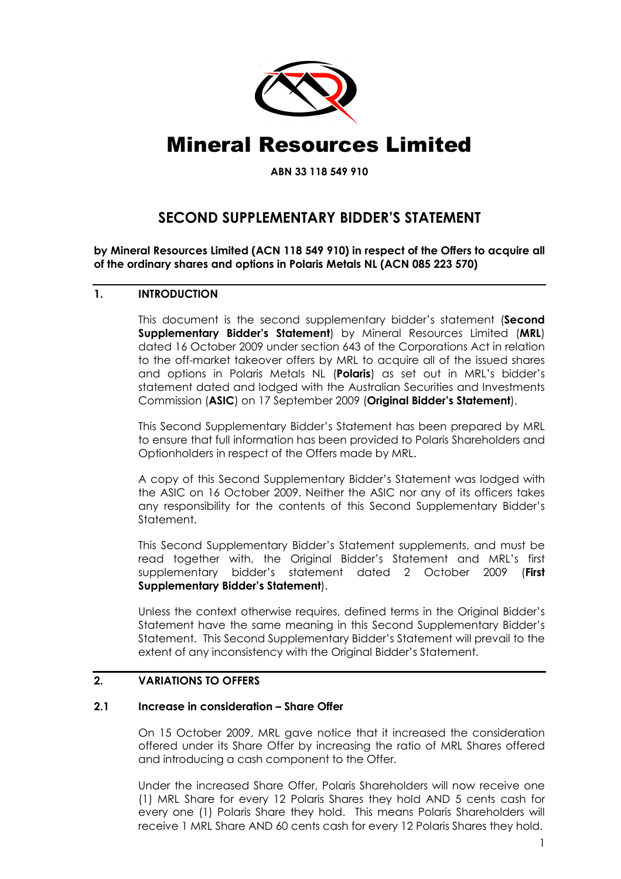# Mineral Resources Limited

**ABN 33 118 549 910**

## SECOND SUPPLEMENTARY BIDDER'S STATEMENT

**by Mineral Resources Limited (ACN 118 549 910) in respect of the Offers to acquire all of the ordinary shares and options in Polaris Metals NL (ACN 085 223 570)**

### 1. INTRODUCTION

This document is the second supplementary bidder's statement (**Second Supplementary Bidder's Statement**) by Mineral Resources Limited (**MRL**) dated 16 October 2009 under section 643 of the Corporations Act in relation to the off-market takeover offers by MRL to acquire all of the issued shares and options in Polaris Metals NL (**Polaris**) as set out in MRL's bidder's statement dated and lodged with the Australian Securities and Investments Commission (**ASIC**) on 17 September 2009 (**Original Bidder's Statement**).

This Second Supplementary Bidder's Statement has been prepared by MRL to ensure that full information has been provided to Polaris Shareholders and Optionholders in respect of the Offers made by MRL.

A copy of this Second Supplementary Bidder's Statement was lodged with the ASIC on 16 October 2009. Neither the ASIC nor any of its officers takes any responsibility for the contents of this Second Supplementary Bidder's Statement.

This Second Supplementary Bidder's Statement supplements, and must be read together with, the Original Bidder's Statement and MRL's first supplementary bidder's statement dated 2 October 2009 (**First Supplementary Bidder's Statement**).

Unless the context otherwise requires, defined terms in the Original Bidder's Statement have the same meaning in this Second Supplementary Bidder's Statement. This Second Supplementary Bidder's Statement will prevail to the extent of any inconsistency with the Original Bidder's Statement.

### 2. VARIATIONS TO OFFERS

#### 2.1 Increase in consideration – Share Offer

On 15 October 2009, MRL gave notice that it increased the consideration offered under its Share Offer by increasing the ratio of MRL Shares offered and introducing a cash component to the Offer.

Under the increased Share Offer, Polaris Shareholders will now receive one (1) MRL Share for every 12 Polaris Shares they hold AND 5 cents cash for every one (1) Polaris Share they hold. This means Polaris Shareholders will receive 1 MRL Share AND 60 cents cash for every 12 Polaris Shares they hold.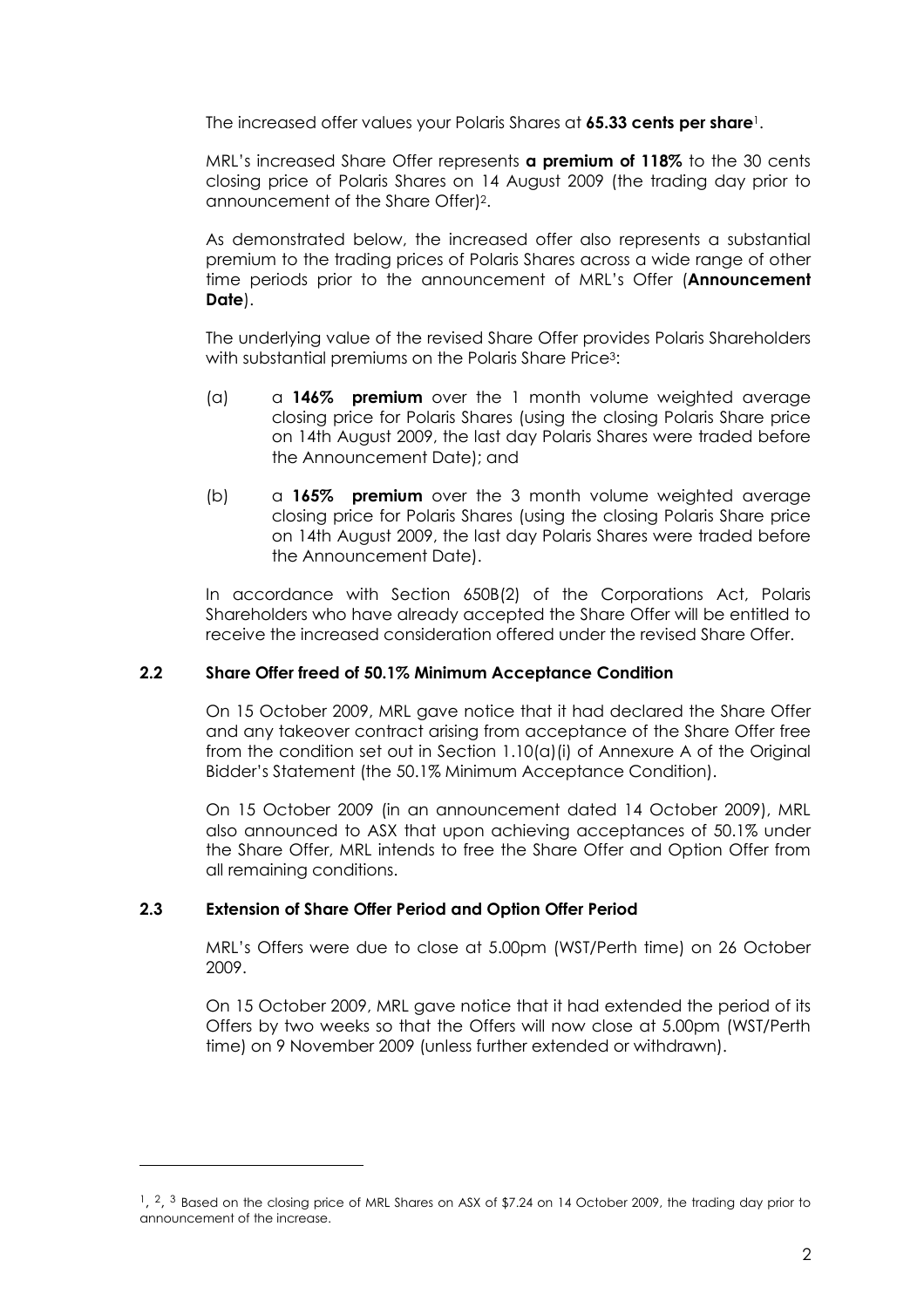The increased offer values your Polaris Shares at **65.33 cents per share**[1].

MRL's increased Share Offer represents **a premium of 118%** to the 30 cents closing price of Polaris Shares on 14 August 2009 (the trading day prior to announcement of the Share Offer)[2].

As demonstrated below, the increased offer also represents a substantial premium to the trading prices of Polaris Shares across a wide range of other time periods prior to the announcement of MRL's Offer (**Announcement Date**).

The underlying value of the revised Share Offer provides Polaris Shareholders with substantial premiums on the Polaris Share Price[3]:

(a) a **146% premium** over the 1 month volume weighted average closing price for Polaris Shares (using the closing Polaris Share price on 14th August 2009, the last day Polaris Shares were traded before the Announcement Date); and

(b) a **165% premium** over the 3 month volume weighted average closing price for Polaris Shares (using the closing Polaris Share price on 14th August 2009, the last day Polaris Shares were traded before the Announcement Date).

In accordance with Section 650B(2) of the Corporations Act, Polaris Shareholders who have already accepted the Share Offer will be entitled to receive the increased consideration offered under the revised Share Offer.

### 2.2 Share Offer freed of 50.1% Minimum Acceptance Condition

On 15 October 2009, MRL gave notice that it had declared the Share Offer and any takeover contract arising from acceptance of the Share Offer free from the condition set out in Section 1.10(a)(i) of Annexure A of the Original Bidder's Statement (the 50.1% Minimum Acceptance Condition).

On 15 October 2009 (in an announcement dated 14 October 2009), MRL also announced to ASX that upon achieving acceptances of 50.1% under the Share Offer, MRL intends to free the Share Offer and Option Offer from all remaining conditions.

### 2.3 Extension of Share Offer Period and Option Offer Period

MRL's Offers were due to close at 5.00pm (WST/Perth time) on 26 October 2009.

On 15 October 2009, MRL gave notice that it had extended the period of its Offers by two weeks so that the Offers will now close at 5.00pm (WST/Perth time) on 9 November 2009 (unless further extended or withdrawn).

---

[1], [2], [3] Based on the closing price of MRL Shares on ASX of $7.24 on 14 October 2009, the trading day prior to announcement of the increase.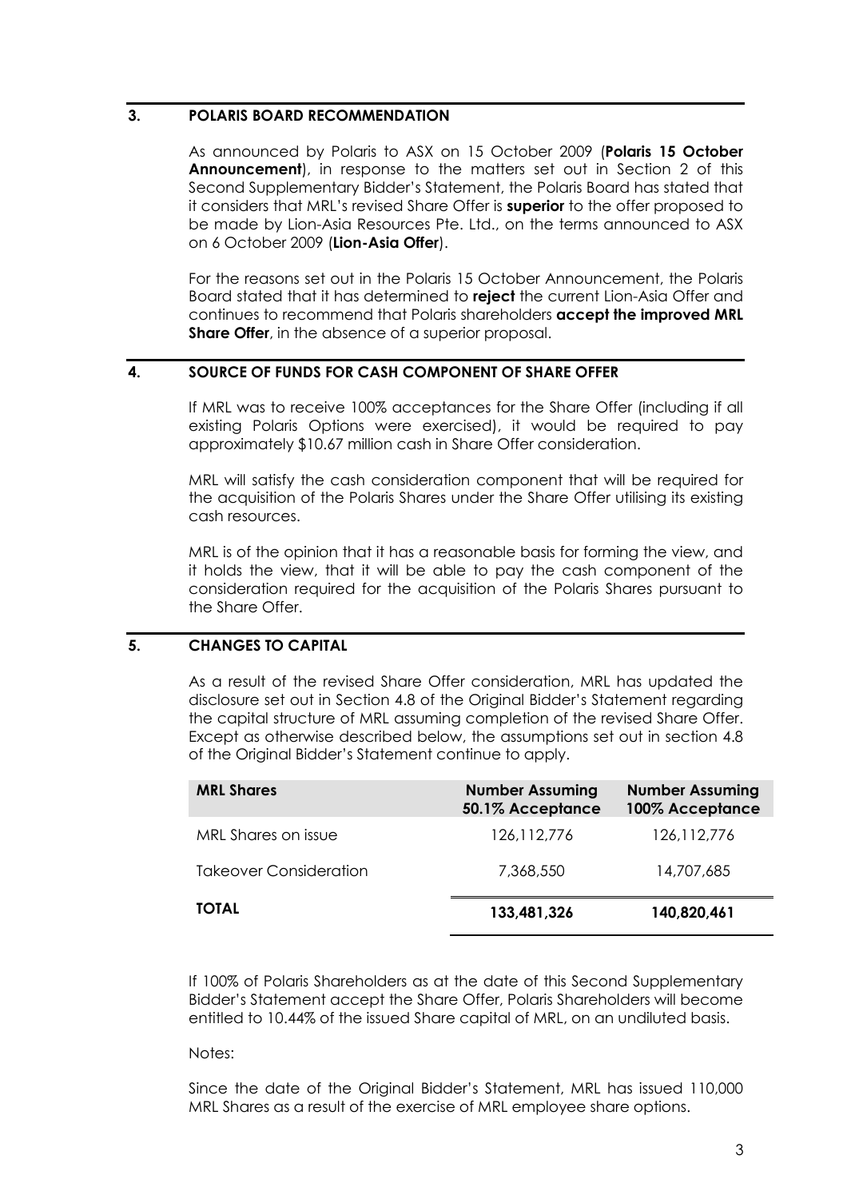## 3. POLARIS BOARD RECOMMENDATION

As announced by Polaris to ASX on 15 October 2009 (**Polaris 15 October Announcement**), in response to the matters set out in Section 2 of this Second Supplementary Bidder's Statement, the Polaris Board has stated that it considers that MRL's revised Share Offer is **superior** to the offer proposed to be made by Lion-Asia Resources Pte. Ltd., on the terms announced to ASX on 6 October 2009 (**Lion-Asia Offer**).

For the reasons set out in the Polaris 15 October Announcement, the Polaris Board stated that it has determined to **reject** the current Lion-Asia Offer and continues to recommend that Polaris shareholders **accept the improved MRL Share Offer**, in the absence of a superior proposal.

## 4. SOURCE OF FUNDS FOR CASH COMPONENT OF SHARE OFFER

If MRL was to receive 100% acceptances for the Share Offer (including if all existing Polaris Options were exercised), it would be required to pay approximately $10.67 million cash in Share Offer consideration.

MRL will satisfy the cash consideration component that will be required for the acquisition of the Polaris Shares under the Share Offer utilising its existing cash resources.

MRL is of the opinion that it has a reasonable basis for forming the view, and it holds the view, that it will be able to pay the cash component of the consideration required for the acquisition of the Polaris Shares pursuant to the Share Offer.

## 5. CHANGES TO CAPITAL

As a result of the revised Share Offer consideration, MRL has updated the disclosure set out in Section 4.8 of the Original Bidder's Statement regarding the capital structure of MRL assuming completion of the revised Share Offer. Except as otherwise described below, the assumptions set out in section 4.8 of the Original Bidder's Statement continue to apply.

| MRL Shares | Number Assuming 50.1% Acceptance | Number Assuming 100% Acceptance |
|---|---|---|
| MRL Shares on issue | 126,112,776 | 126,112,776 |
| Takeover Consideration | 7,368,550 | 14,707,685 |
| **TOTAL** | **133,481,326** | **140,820,461** |

If 100% of Polaris Shareholders as at the date of this Second Supplementary Bidder's Statement accept the Share Offer, Polaris Shareholders will become entitled to 10.44% of the issued Share capital of MRL, on an undiluted basis.

Notes:

Since the date of the Original Bidder's Statement, MRL has issued 110,000 MRL Shares as a result of the exercise of MRL employee share options.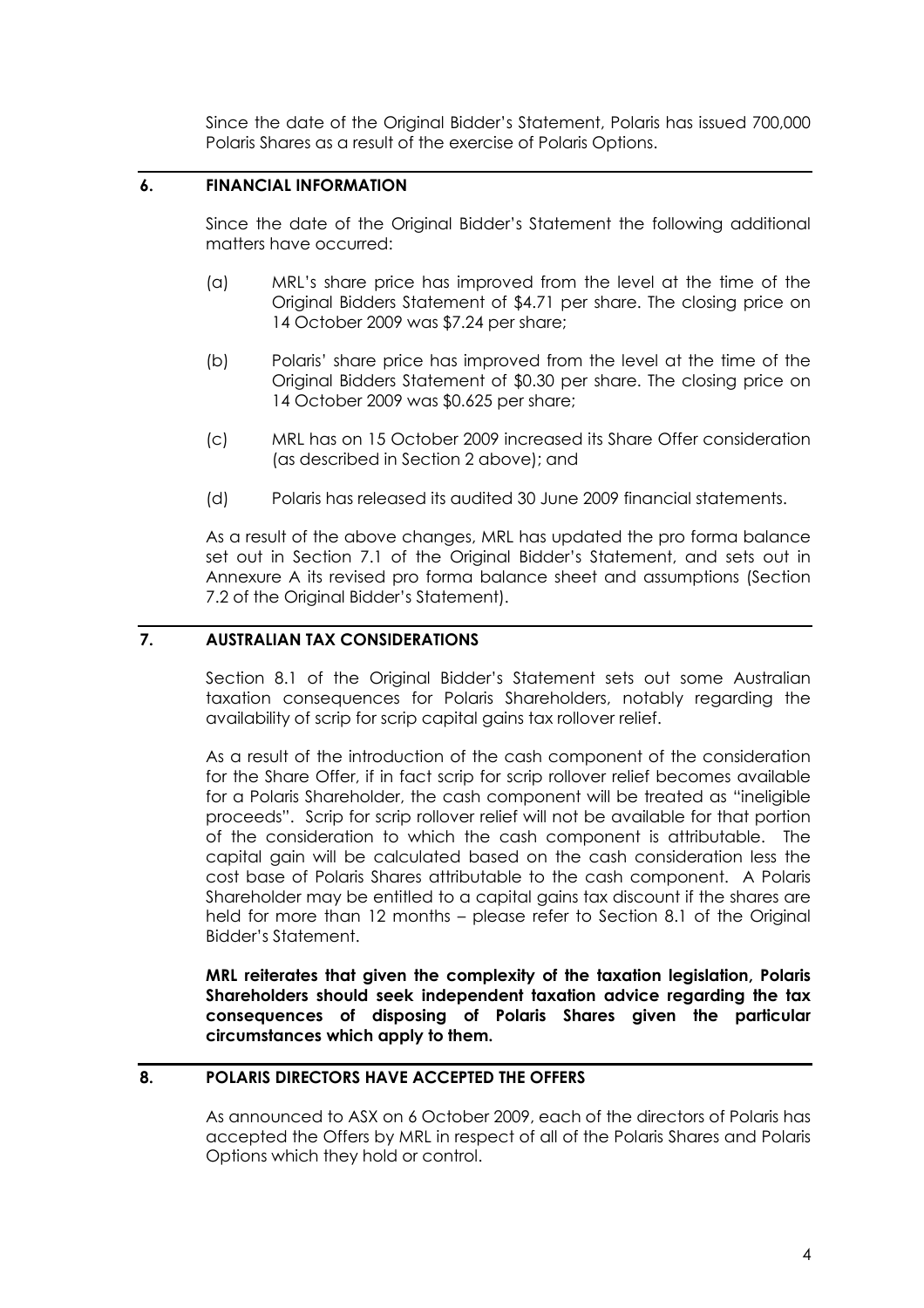Since the date of the Original Bidder's Statement, Polaris has issued 700,000 Polaris Shares as a result of the exercise of Polaris Options.

## 6. FINANCIAL INFORMATION

Since the date of the Original Bidder's Statement the following additional matters have occurred:

(a) MRL's share price has improved from the level at the time of the Original Bidders Statement of $4.71 per share. The closing price on 14 October 2009 was $7.24 per share;

(b) Polaris' share price has improved from the level at the time of the Original Bidders Statement of $0.30 per share. The closing price on 14 October 2009 was $0.625 per share;

(c) MRL has on 15 October 2009 increased its Share Offer consideration (as described in Section 2 above); and

(d) Polaris has released its audited 30 June 2009 financial statements.

As a result of the above changes, MRL has updated the pro forma balance set out in Section 7.1 of the Original Bidder's Statement, and sets out in Annexure A its revised pro forma balance sheet and assumptions (Section 7.2 of the Original Bidder's Statement).

## 7. AUSTRALIAN TAX CONSIDERATIONS

Section 8.1 of the Original Bidder's Statement sets out some Australian taxation consequences for Polaris Shareholders, notably regarding the availability of scrip for scrip capital gains tax rollover relief.

As a result of the introduction of the cash component of the consideration for the Share Offer, if in fact scrip for scrip rollover relief becomes available for a Polaris Shareholder, the cash component will be treated as "ineligible proceeds". Scrip for scrip rollover relief will not be available for that portion of the consideration to which the cash component is attributable. The capital gain will be calculated based on the cash consideration less the cost base of Polaris Shares attributable to the cash component. A Polaris Shareholder may be entitled to a capital gains tax discount if the shares are held for more than 12 months – please refer to Section 8.1 of the Original Bidder's Statement.

**MRL reiterates that given the complexity of the taxation legislation, Polaris Shareholders should seek independent taxation advice regarding the tax consequences of disposing of Polaris Shares given the particular circumstances which apply to them.**

## 8. POLARIS DIRECTORS HAVE ACCEPTED THE OFFERS

As announced to ASX on 6 October 2009, each of the directors of Polaris has accepted the Offers by MRL in respect of all of the Polaris Shares and Polaris Options which they hold or control.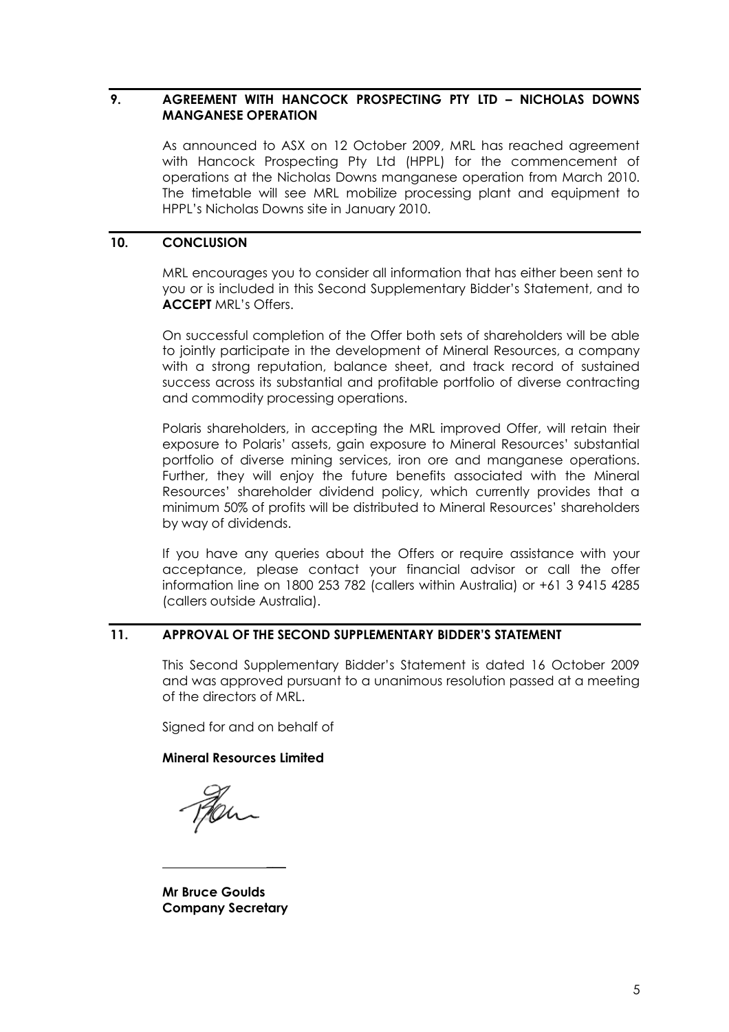## 9. AGREEMENT WITH HANCOCK PROSPECTING PTY LTD – NICHOLAS DOWNS MANGANESE OPERATION

As announced to ASX on 12 October 2009, MRL has reached agreement with Hancock Prospecting Pty Ltd (HPPL) for the commencement of operations at the Nicholas Downs manganese operation from March 2010. The timetable will see MRL mobilize processing plant and equipment to HPPL's Nicholas Downs site in January 2010.

## 10. CONCLUSION

MRL encourages you to consider all information that has either been sent to you or is included in this Second Supplementary Bidder's Statement, and to **ACCEPT** MRL's Offers.

On successful completion of the Offer both sets of shareholders will be able to jointly participate in the development of Mineral Resources, a company with a strong reputation, balance sheet, and track record of sustained success across its substantial and profitable portfolio of diverse contracting and commodity processing operations.

Polaris shareholders, in accepting the MRL improved Offer, will retain their exposure to Polaris' assets, gain exposure to Mineral Resources' substantial portfolio of diverse mining services, iron ore and manganese operations. Further, they will enjoy the future benefits associated with the Mineral Resources' shareholder dividend policy, which currently provides that a minimum 50% of profits will be distributed to Mineral Resources' shareholders by way of dividends.

If you have any queries about the Offers or require assistance with your acceptance, please contact your financial advisor or call the offer information line on 1800 253 782 (callers within Australia) or +61 3 9415 4285 (callers outside Australia).

## 11. APPROVAL OF THE SECOND SUPPLEMENTARY BIDDER'S STATEMENT

This Second Supplementary Bidder's Statement is dated 16 October 2009 and was approved pursuant to a unanimous resolution passed at a meeting of the directors of MRL.

Signed for and on behalf of

**Mineral Resources Limited**

**Mr Bruce Goulds**
**Company Secretary**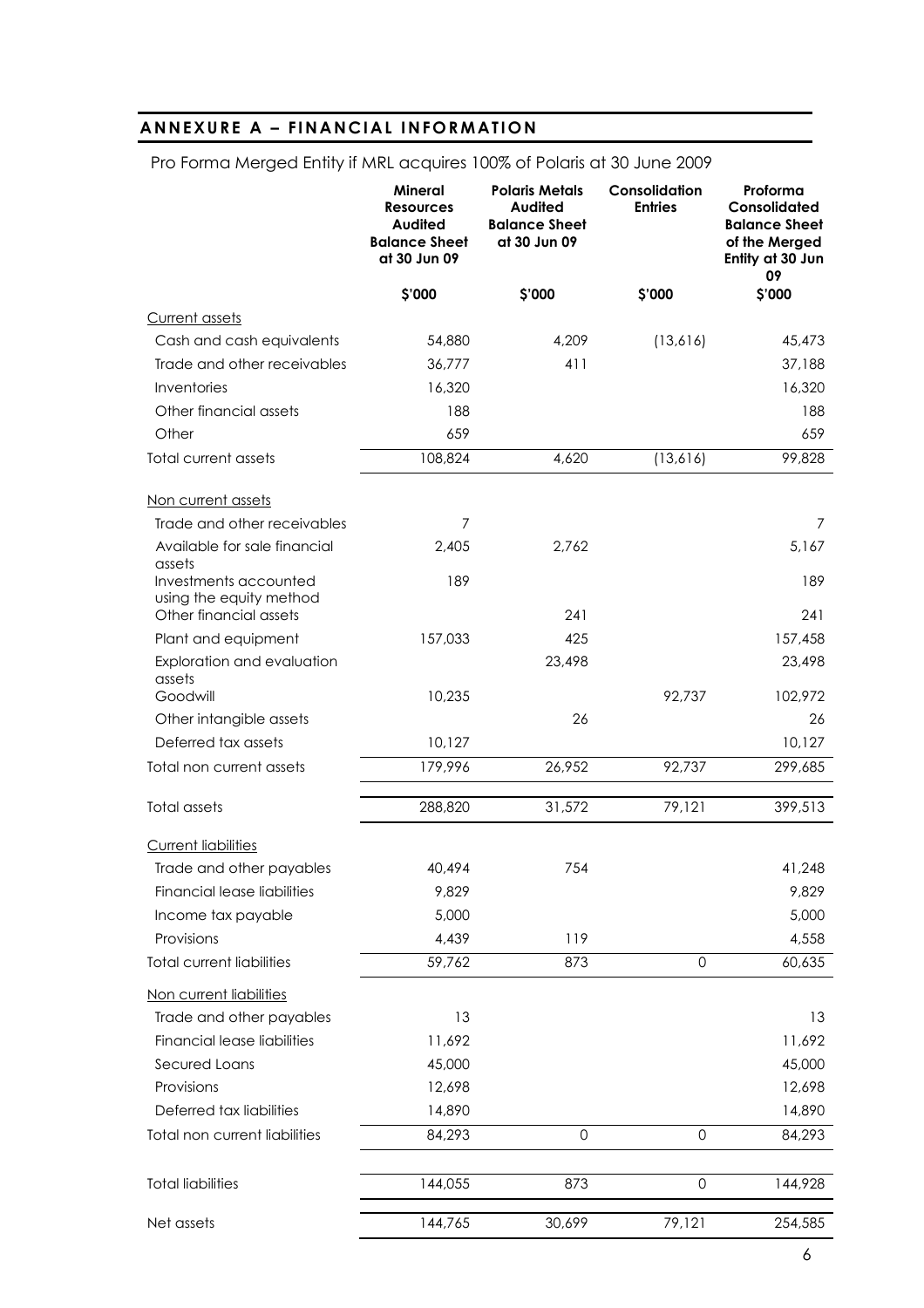# ANNEXURE A – FINANCIAL INFORMATION

Pro Forma Merged Entity if MRL acquires 100% of Polaris at 30 June 2009

| | Mineral Resources Audited Balance Sheet at 30 Jun 09 | Polaris Metals Audited Balance Sheet at 30 Jun 09 | Consolidation Entries | Proforma Consolidated Balance Sheet of the Merged Entity at 30 Jun 09 |
|---|---|---|---|---|
| | $'000 | $'000 | $'000 | $'000 |
| Current assets | | | | |
| Cash and cash equivalents | 54,880 | 4,209 | (13,616) | 45,473 |
| Trade and other receivables | 36,777 | 411 | | 37,188 |
| Inventories | 16,320 | | | 16,320 |
| Other financial assets | 188 | | | 188 |
| Other | 659 | | | 659 |
| Total current assets | 108,824 | 4,620 | (13,616) | 99,828 |
| Non current assets | | | | |
| Trade and other receivables | 7 | | | 7 |
| Available for sale financial assets | 2,405 | 2,762 | | 5,167 |
| Investments accounted using the equity method | 189 | | | 189 |
| Other financial assets | | 241 | | 241 |
| Plant and equipment | 157,033 | 425 | | 157,458 |
| Exploration and evaluation assets | | 23,498 | | 23,498 |
| Goodwill | 10,235 | | 92,737 | 102,972 |
| Other intangible assets | | 26 | | 26 |
| Deferred tax assets | 10,127 | | | 10,127 |
| Total non current assets | 179,996 | 26,952 | 92,737 | 299,685 |
| Total assets | 288,820 | 31,572 | 79,121 | 399,513 |
| Current liabilities | | | | |
| Trade and other payables | 40,494 | 754 | | 41,248 |
| Financial lease liabilities | 9,829 | | | 9,829 |
| Income tax payable | 5,000 | | | 5,000 |
| Provisions | 4,439 | 119 | | 4,558 |
| Total current liabilities | 59,762 | 873 | 0 | 60,635 |
| Non current liabilities | | | | |
| Trade and other payables | 13 | | | 13 |
| Financial lease liabilities | 11,692 | | | 11,692 |
| Secured Loans | 45,000 | | | 45,000 |
| Provisions | 12,698 | | | 12,698 |
| Deferred tax liabilities | 14,890 | | | 14,890 |
| Total non current liabilities | 84,293 | 0 | 0 | 84,293 |
| Total liabilities | 144,055 | 873 | 0 | 144,928 |
| Net assets | 144,765 | 30,699 | 79,121 | 254,585 |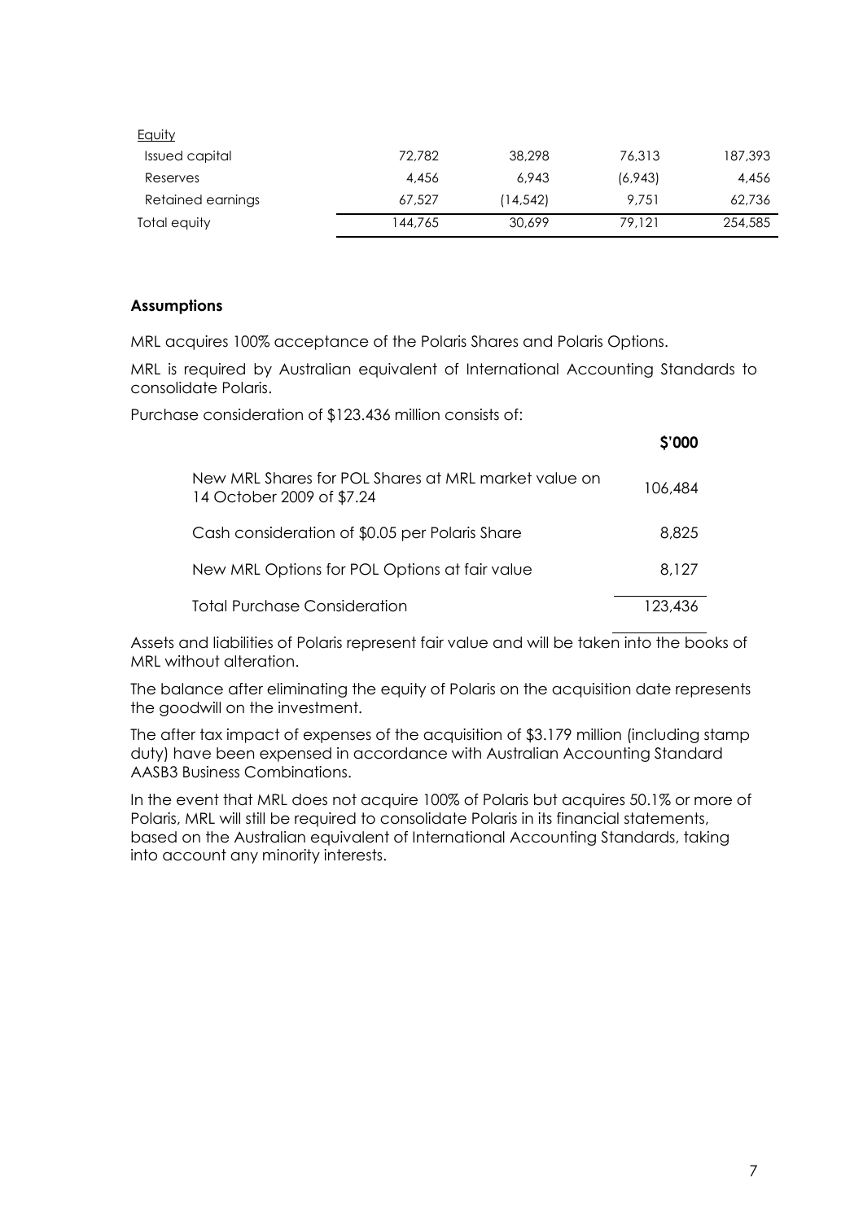| | | | | |
|---|---|---|---|---|
| Equity | | | | |
| Issued capital | 72,782 | 38,298 | 76,313 | 187,393 |
| Reserves | 4,456 | 6,943 | (6,943) | 4,456 |
| Retained earnings | 67,527 | (14,542) | 9,751 | 62,736 |
| Total equity | 144,765 | 30,699 | 79,121 | 254,585 |

**Assumptions**

MRL acquires 100% acceptance of the Polaris Shares and Polaris Options.

MRL is required by Australian equivalent of International Accounting Standards to consolidate Polaris.

Purchase consideration of $123.436 million consists of:

| | $'000 |
|---|---|
| New MRL Shares for POL Shares at MRL market value on 14 October 2009 of $7.24 | 106,484 |
| Cash consideration of $0.05 per Polaris Share | 8,825 |
| New MRL Options for POL Options at fair value | 8,127 |
| Total Purchase Consideration | 123,436 |

Assets and liabilities of Polaris represent fair value and will be taken into the books of MRL without alteration.

The balance after eliminating the equity of Polaris on the acquisition date represents the goodwill on the investment.

The after tax impact of expenses of the acquisition of $3.179 million (including stamp duty) have been expensed in accordance with Australian Accounting Standard AASB3 Business Combinations.

In the event that MRL does not acquire 100% of Polaris but acquires 50.1% or more of Polaris, MRL will still be required to consolidate Polaris in its financial statements, based on the Australian equivalent of International Accounting Standards, taking into account any minority interests.